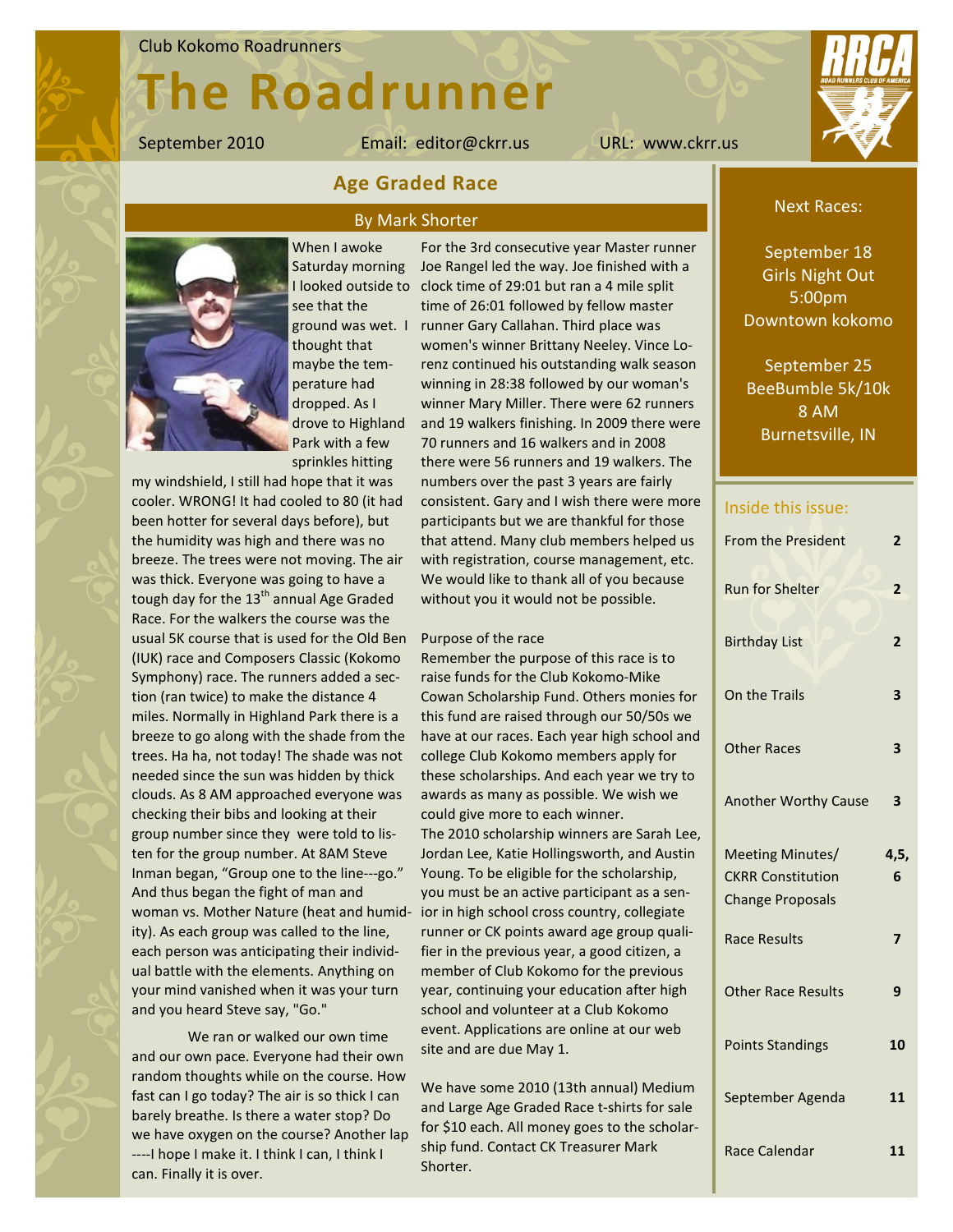Club Kokomo Roadrunners

# The Roadrunner

September 2010 Email: editor@ckrr.us URL: www.ckrr.us

## Age Graded Race

By Mark Shorter

When I awoke Saturday morning I looked outside to see that the ground was wet. I thought that maybe the temperature had dropped. As I drove to Highland Park with a few sprinkles hitting my windshield, I still had hope that it was cooler. WRONG! It had cooled to 80 (it had been hotter for several days before), but the humidity was high and there was no breeze. The trees were not moving. The air was thick. Everyone was going to have a tough day for the 13th annual Age Graded Race. For the walkers the course was the usual 5K course that is used for the Old Ben (IUK) race and Composers Classic (Kokomo Symphony) race. The runners added a section (ran twice) to make the distance 4 miles. Normally in Highland Park there is a breeze to go along with the shade from the trees. Ha ha, not today! The shade was not needed since the sun was hidden by thick clouds. As 8 AM approached everyone was checking their bibs and looking at their group number since they were told to listen for the group number. At 8AM Steve Inman began, "Group one to the line---go." And thus began the fight of man and woman vs. Mother Nature (heat and humidity). As each group was called to the line, each person was anticipating their individual battle with the elements. Anything on your mind vanished when it was your turn and you heard Steve say, "Go."

We ran or walked our own time and our own pace. Everyone had their own random thoughts while on the course. How fast can I go today? The air is so thick I can barely breathe. Is there a water stop? Do we have oxygen on the course? Another lap ----I hope I make it. I think I can, I think I can. Finally it is over.

For the 3rd consecutive year Master runner Joe Rangel led the way. Joe finished with a clock time of 29:01 but ran a 4 mile split time of 26:01 followed by fellow master runner Gary Callahan. Third place was women's winner Brittany Neeley. Vince Lorenz continued his outstanding walk season winning in 28:38 followed by our woman's winner Mary Miller. There were 62 runners and 19 walkers finishing. In 2009 there were 70 runners and 16 walkers and in 2008 there were 56 runners and 19 walkers. The numbers over the past 3 years are fairly consistent. Gary and I wish there were more participants but we are thankful for those that attend. Many club members helped us with registration, course management, etc. We would like to thank all of you because without you it would not be possible.

Purpose of the race

Remember the purpose of this race is to raise funds for the Club Kokomo-Mike Cowan Scholarship Fund. Others monies for this fund are raised through our 50/50s we have at our races. Each year high school and college Club Kokomo members apply for these scholarships. And each year we try to awards as many as possible. We wish we could give more to each winner.

The 2010 scholarship winners are Sarah Lee, Jordan Lee, Katie Hollingsworth, and Austin Young. To be eligible for the scholarship, you must be an active participant as a senior in high school cross country, collegiate runner or CK points award age group qualifier in the previous year, a good citizen, a member of Club Kokomo for the previous year, continuing your education after high school and volunteer at a Club Kokomo event. Applications are online at our web site and are due May 1.

We have some 2010 (13th annual) Medium and Large Age Graded Race t-shirts for sale for $10 each. All money goes to the scholarship fund. Contact CK Treasurer Mark Shorter.

---

**Next Races:**

September 18
Girls Night Out
5:00pm
Downtown kokomo

September 25
BeeBumble 5k/10k
8 AM
Burnetsville, IN

---

**Inside this issue:**

| | |
|---|---|
| From the President | 2 |
| Run for Shelter | 2 |
| Birthday List | 2 |
| On the Trails | 3 |
| Other Races | 3 |
| Another Worthy Cause | 3 |
| Meeting Minutes/ CKRR Constitution Change Proposals | 4,5, 6 |
| Race Results | 7 |
| Other Race Results | 9 |
| Points Standings | 10 |
| September Agenda | 11 |
| Race Calendar | 11 |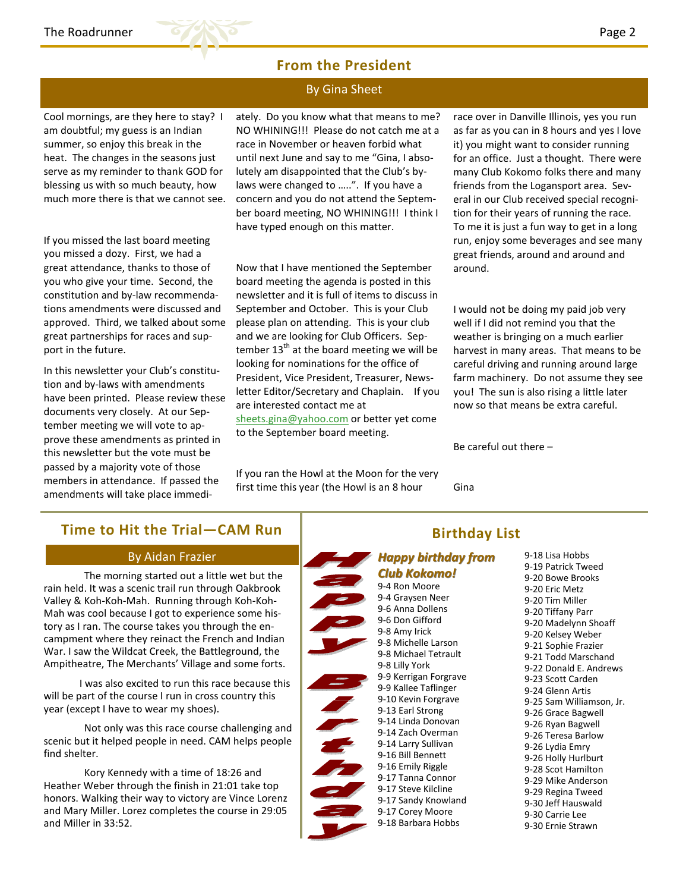## From the President

### By Gina Sheet

Cool mornings, are they here to stay? I am doubtful; my guess is an Indian summer, so enjoy this break in the heat. The changes in the seasons just serve as my reminder to thank GOD for blessing us with so much beauty, how much more there is that we cannot see.

If you missed the last board meeting you missed a dozy. First, we had a great attendance, thanks to those of you who give your time. Second, the constitution and by-law recommendations amendments were discussed and approved. Third, we talked about some great partnerships for races and support in the future.

In this newsletter your Club's constitution and by-laws with amendments have been printed. Please review these documents very closely. At our September meeting we will vote to approve these amendments as printed in this newsletter but the vote must be passed by a majority vote of those members in attendance. If passed the amendments will take place immediately. Do you know what that means to me? NO WHINING!!! Please do not catch me at a race in November or heaven forbid what until next June and say to me "Gina, I absolutely am disappointed that the Club's by-laws were changed to …..". If you have a concern and you do not attend the September board meeting, NO WHINING!!! I think I have typed enough on this matter.

Now that I have mentioned the September board meeting the agenda is posted in this newsletter and it is full of items to discuss in September and October. This is your Club please plan on attending. This is your club and we are looking for Club Officers. September 13th at the board meeting we will be looking for nominations for the office of President, Vice President, Treasurer, Newsletter Editor/Secretary and Chaplain. If you are interested contact me at sheets.gina@yahoo.com or better yet come to the September board meeting.

If you ran the Howl at the Moon for the very first time this year (the Howl is an 8 hour race over in Danville Illinois, yes you run as far as you can in 8 hours and yes I love it) you might want to consider running for an office. Just a thought. There were many Club Kokomo folks there and many friends from the Logansport area. Several in our Club received special recognition for their years of running the race. To me it is just a fun way to get in a long run, enjoy some beverages and see many great friends, around and around and around.

I would not be doing my paid job very well if I did not remind you that the weather is bringing on a much earlier harvest in many areas. That means to be careful driving and running around large farm machinery. Do not assume they see you! The sun is also rising a little later now so that means be extra careful.

Be careful out there –

Gina

## Time to Hit the Trial—CAM Run

### By Aidan Frazier

The morning started out a little wet but the rain held. It was a scenic trail run through Oakbrook Valley & Koh-Koh-Mah. Running through Koh-Koh-Mah was cool because I got to experience some history as I ran. The course takes you through the encampment where they reinact the French and Indian War. I saw the Wildcat Creek, the Battleground, the Ampitheatre, The Merchants' Village and some forts.

I was also excited to run this race because this will be part of the course I run in cross country this year (except I have to wear my shoes).

Not only was this race course challenging and scenic but it helped people in need. CAM helps people find shelter.

Kory Kennedy with a time of 18:26 and Heather Weber through the finish in 21:01 take top honors. Walking their way to victory are Vince Lorenz and Mary Miller. Lorez completes the course in 29:05 and Miller in 33:52.

## Birthday List

Happy Birthday

***Happy birthday from Club Kokomo!***

9-4 Ron Moore
9-4 Graysen Neer
9-6 Anna Dollens
9-6 Don Gifford
9-8 Amy Irick
9-8 Michelle Larson
9-8 Michael Tetrault
9-8 Lilly York
9-9 Kerrigan Forgrave
9-9 Kallee Taflinger
9-10 Kevin Forgrave
9-13 Earl Strong
9-14 Linda Donovan
9-14 Zach Overman
9-14 Larry Sullivan
9-16 Bill Bennett
9-16 Emily Riggle
9-17 Tanna Connor
9-17 Steve Kilcline
9-17 Sandy Knowland
9-17 Corey Moore
9-18 Barbara Hobbs
9-18 Lisa Hobbs
9-19 Patrick Tweed
9-20 Bowe Brooks
9-20 Eric Metz
9-20 Tim Miller
9-20 Tiffany Parr
9-20 Madelynn Shoaff
9-20 Kelsey Weber
9-21 Sophie Frazier
9-21 Todd Marschand
9-22 Donald E. Andrews
9-23 Scott Carden
9-24 Glenn Artis
9-25 Sam Williamson, Jr.
9-26 Grace Bagwell
9-26 Ryan Bagwell
9-26 Teresa Barlow
9-26 Lydia Emry
9-26 Holly Hurlburt
9-28 Scot Hamilton
9-29 Mike Anderson
9-29 Regina Tweed
9-30 Jeff Hauswald
9-30 Carrie Lee
9-30 Ernie Strawn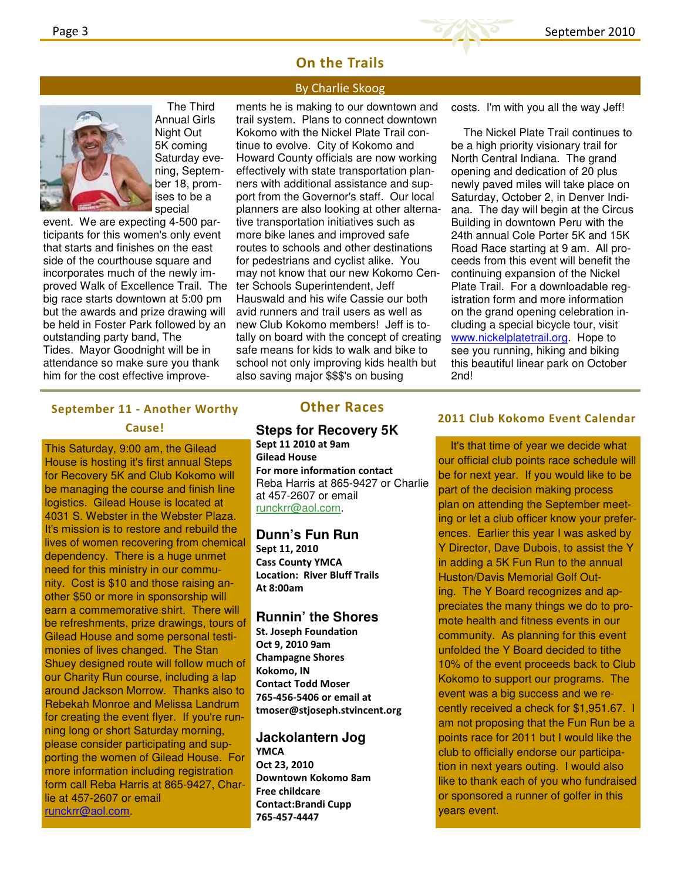## On the Trails

By Charlie Skoog

The Third Annual Girls Night Out 5K coming Saturday evening, September 18, promises to be a special event. We are expecting 4-500 participants for this women's only event that starts and finishes on the east side of the courthouse square and incorporates much of the newly improved Walk of Excellence Trail. The big race starts downtown at 5:00 pm but the awards and prize drawing will be held in Foster Park followed by an outstanding party band, The Tides. Mayor Goodnight will be in attendance so make sure you thank him for the cost effective improvements he is making to our downtown and trail system. Plans to connect downtown Kokomo with the Nickel Plate Trail continue to evolve. City of Kokomo and Howard County officials are now working effectively with state transportation planners with additional assistance and support from the Governor's staff. Our local planners are also looking at other alternative transportation initiatives such as more bike lanes and improved safe routes to schools and other destinations for pedestrians and cyclist alike. You may not know that our new Kokomo Center Schools Superintendent, Jeff Hauswald and his wife Cassie our both avid runners and trail users as well as new Club Kokomo members! Jeff is totally on board with the concept of creating safe means for kids to walk and bike to school not only improving kids health but also saving major $$$'s on busing costs. I'm with you all the way Jeff!

The Nickel Plate Trail continues to be a high priority visionary trail for North Central Indiana. The grand opening and dedication of 20 plus newly paved miles will take place on Saturday, October 2, in Denver Indiana. The day will begin at the Circus Building in downtown Peru with the 24th annual Cole Porter 5K and 15K Road Race starting at 9 am. All proceeds from this event will benefit the continuing expansion of the Nickel Plate Trail. For a downloadable registration form and more information on the grand opening celebration including a special bicycle tour, visit www.nickelplatetrail.org. Hope to see you running, hiking and biking this beautiful linear park on October 2nd!

### September 11 - Another Worthy Cause!

This Saturday, 9:00 am, the Gilead House is hosting it's first annual Steps for Recovery 5K and Club Kokomo will be managing the course and finish line logistics. Gilead House is located at 4031 S. Webster in the Webster Plaza. It's mission is to restore and rebuild the lives of women recovering from chemical dependency. There is a huge unmet need for this ministry in our community. Cost is $10 and those raising another $50 or more in sponsorship will earn a commemorative shirt. There will be refreshments, prize drawings, tours of Gilead House and some personal testimonies of lives changed. The Stan Shuey designed route will follow much of our Charity Run course, including a lap around Jackson Morrow. Thanks also to Rebekah Monroe and Melissa Landrum for creating the event flyer. If you're running long or short Saturday morning, please consider participating and supporting the women of Gilead House. For more information including registration form call Reba Harris at 865-9427, Charlie at 457-2607 or email runckrr@aol.com.

## Other Races

### Steps for Recovery 5K

**Sept 11 2010 at 9am**
**Gilead House**
**For more information contact**
Reba Harris at 865-9427 or Charlie at 457-2607 or email runckrr@aol.com.

### Dunn's Fun Run

**Sept 11, 2010**
**Cass County YMCA**
**Location: River Bluff Trails**
**At 8:00am**

### Runnin' the Shores

**St. Joseph Foundation**
**Oct 9, 2010 9am**
**Champagne Shores**
**Kokomo, IN**
**Contact Todd Moser**
**765-456-5406 or email at**
**tmoser@stjoseph.stvincent.org**

### Jackolantern Jog

**YMCA**
**Oct 23, 2010**
**Downtown Kokomo 8am**
**Free childcare**
**Contact:Brandi Cupp**
**765-457-4447**

### 2011 Club Kokomo Event Calendar

It's that time of year we decide what our official club points race schedule will be for next year. If you would like to be part of the decision making process plan on attending the September meeting or let a club officer know your preferences. Earlier this year I was asked by Y Director, Dave Dubois, to assist the Y in adding a 5K Fun Run to the annual Huston/Davis Memorial Golf Outing. The Y Board recognizes and appreciates the many things we do to promote health and fitness events in our community. As planning for this event unfolded the Y Board decided to tithe 10% of the event proceeds back to Club Kokomo to support our programs. The event was a big success and we recently received a check for $1,951.67. I am not proposing that the Fun Run be a points race for 2011 but I would like the club to officially endorse our participation in next years outing. I would also like to thank each of you who fundraised or sponsored a runner of golfer in this years event.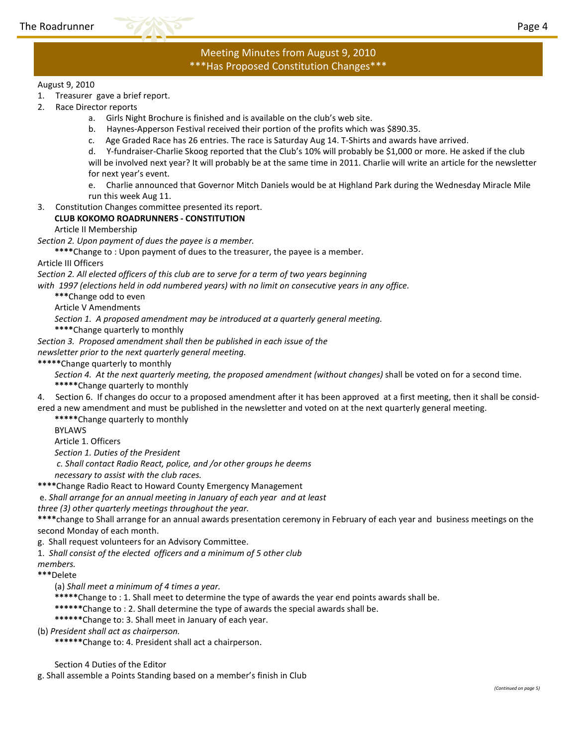## Meeting Minutes from August 9, 2010
### ***Has Proposed Constitution Changes***

August 9, 2010

1. Treasurer gave a brief report.
2. Race Director reports
   a. Girls Night Brochure is finished and is available on the club's web site.
   b. Haynes-Apperson Festival received their portion of the profits which was $890.35.
   c. Age Graded Race has 26 entries. The race is Saturday Aug 14. T-Shirts and awards have arrived.
   d. Y-fundraiser-Charlie Skoog reported that the Club's 10% will probably be $1,000 or more. He asked if the club will be involved next year? It will probably be at the same time in 2011. Charlie will write an article for the newsletter for next year's event.
   e. Charlie announced that Governor Mitch Daniels would be at Highland Park during the Wednesday Miracle Mile run this week Aug 11.
3. Constitution Changes committee presented its report.

**CLUB KOKOMO ROADRUNNERS - CONSTITUTION**

Article II Membership

*Section 2. Upon payment of dues the payee is a member.*

****Change to : Upon payment of dues to the treasurer, the payee is a member.

Article III Officers

*Section 2. All elected officers of this club are to serve for a term of two years beginning with 1997 (elections held in odd numbered years) with no limit on consecutive years in any office.*

***Change odd to even

Article V Amendments

*Section 1. A proposed amendment may be introduced at a quarterly general meeting.*

****Change quarterly to monthly

*Section 3. Proposed amendment shall then be published in each issue of the newsletter prior to the next quarterly general meeting.*

*****Change quarterly to monthly

*Section 4. At the next quarterly meeting, the proposed amendment (without changes)* shall be voted on for a second time.

*****Change quarterly to monthly

4. Section 6. If changes do occur to a proposed amendment after it has been approved at a first meeting, then it shall be considered a new amendment and must be published in the newsletter and voted on at the next quarterly general meeting.

*****Change quarterly to monthly

BYLAWS

Article 1. Officers

*Section 1. Duties of the President*

*c. Shall contact Radio React, police, and /or other groups he deems necessary to assist with the club races.*

****Change Radio React to Howard County Emergency Management

e. *Shall arrange for an annual meeting in January of each year and at least three (3) other quarterly meetings throughout the year.*

****change to Shall arrange for an annual awards presentation ceremony in February of each year and business meetings on the second Monday of each month.

g. Shall request volunteers for an Advisory Committee.

1. *Shall consist of the elected officers and a minimum of 5 other club members.*

***Delete

(a) *Shall meet a minimum of 4 times a year.*

*****Change to : 1. Shall meet to determine the type of awards the year end points awards shall be.

******Change to : 2. Shall determine the type of awards the special awards shall be.

******Change to: 3. Shall meet in January of each year.

(b) *President shall act as chairperson.*

******Change to: 4. President shall act a chairperson.

Section 4 Duties of the Editor

g. Shall assemble a Points Standing based on a member's finish in Club

*(Continued on page 5)*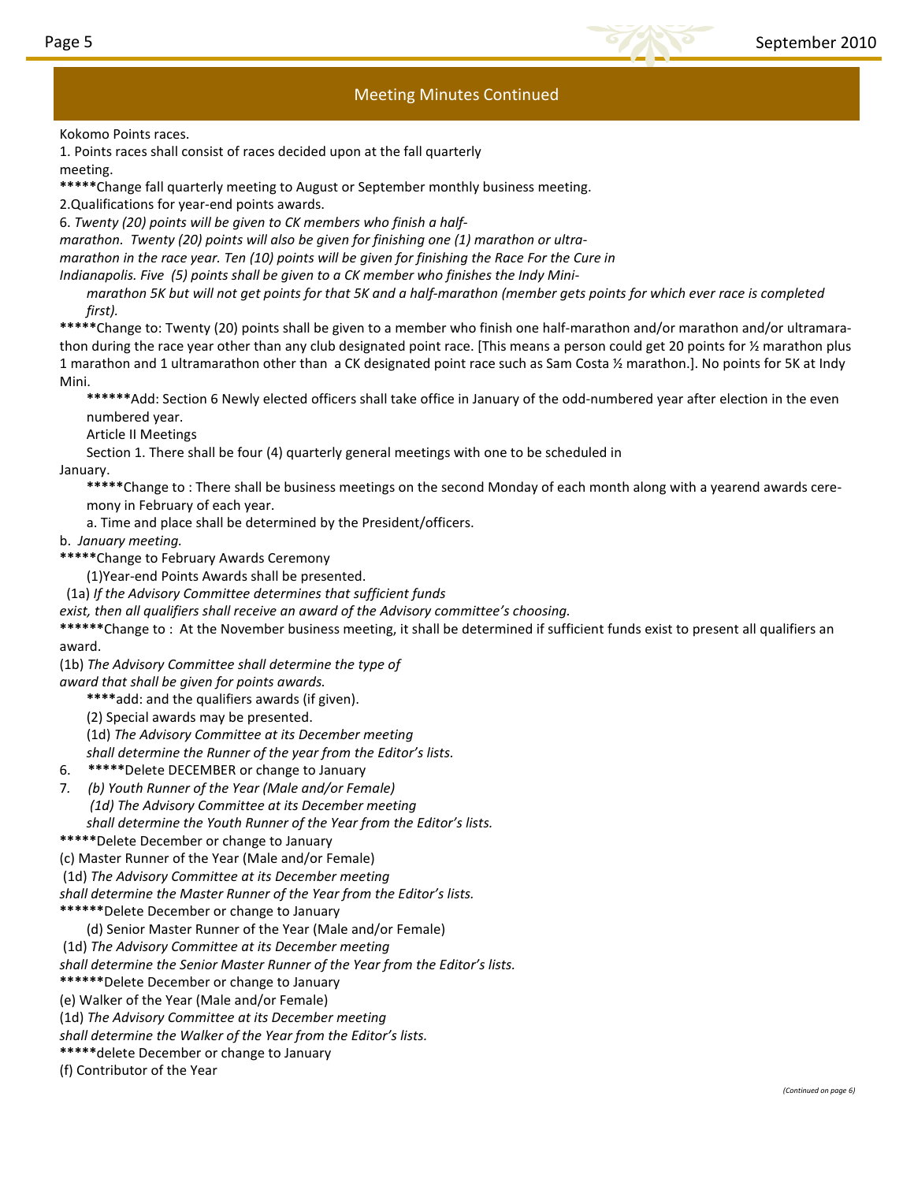## Meeting Minutes Continued

Kokomo Points races.

1. Points races shall consist of races decided upon at the fall quarterly meeting.

*****Change fall quarterly meeting to August or September monthly business meeting.

2.Qualifications for year-end points awards.

6. *Twenty (20) points will be given to CK members who finish a half-marathon. Twenty (20) points will also be given for finishing one (1) marathon or ultra-marathon in the race year. Ten (10) points will be given for finishing the Race For the Cure in Indianapolis. Five (5) points shall be given to a CK member who finishes the Indy Mini-marathon 5K but will not get points for that 5K and a half-marathon (member gets points for which ever race is completed first).*

*****Change to: Twenty (20) points shall be given to a member who finish one half-marathon and/or marathon and/or ultramarathon during the race year other than any club designated point race. [This means a person could get 20 points for ½ marathon plus 1 marathon and 1 ultramarathon other than a CK designated point race such as Sam Costa ½ marathon.]. No points for 5K at Indy Mini.

******Add: Section 6 Newly elected officers shall take office in January of the odd-numbered year after election in the even numbered year.

Article II Meetings

Section 1. There shall be four (4) quarterly general meetings with one to be scheduled in January.

*****Change to : There shall be business meetings on the second Monday of each month along with a yearend awards ceremony in February of each year.

a. Time and place shall be determined by the President/officers.

b. *January meeting.*

*****Change to February Awards Ceremony

(1)Year-end Points Awards shall be presented.

(1a) *If the Advisory Committee determines that sufficient funds exist, then all qualifiers shall receive an award of the Advisory committee's choosing.*

******Change to : At the November business meeting, it shall be determined if sufficient funds exist to present all qualifiers an award.

(1b) *The Advisory Committee shall determine the type of award that shall be given for points awards.*

****add: and the qualifiers awards (if given).

(2) Special awards may be presented.

(1d) *The Advisory Committee at its December meeting shall determine the Runner of the year from the Editor's lists.*

6. *****Delete DECEMBER or change to January

7. *(b) Youth Runner of the Year (Male and/or Female)*

*(1d) The Advisory Committee at its December meeting shall determine the Youth Runner of the Year from the Editor's lists.*

*****Delete December or change to January

(c) Master Runner of the Year (Male and/or Female)

(1d) *The Advisory Committee at its December meeting shall determine the Master Runner of the Year from the Editor's lists.*

******Delete December or change to January

(d) Senior Master Runner of the Year (Male and/or Female)

(1d) *The Advisory Committee at its December meeting shall determine the Senior Master Runner of the Year from the Editor's lists.*

******Delete December or change to January

(e) Walker of the Year (Male and/or Female)

(1d) *The Advisory Committee at its December meeting shall determine the Walker of the Year from the Editor's lists.*

*****delete December or change to January

(f) Contributor of the Year

*(Continued on page 6)*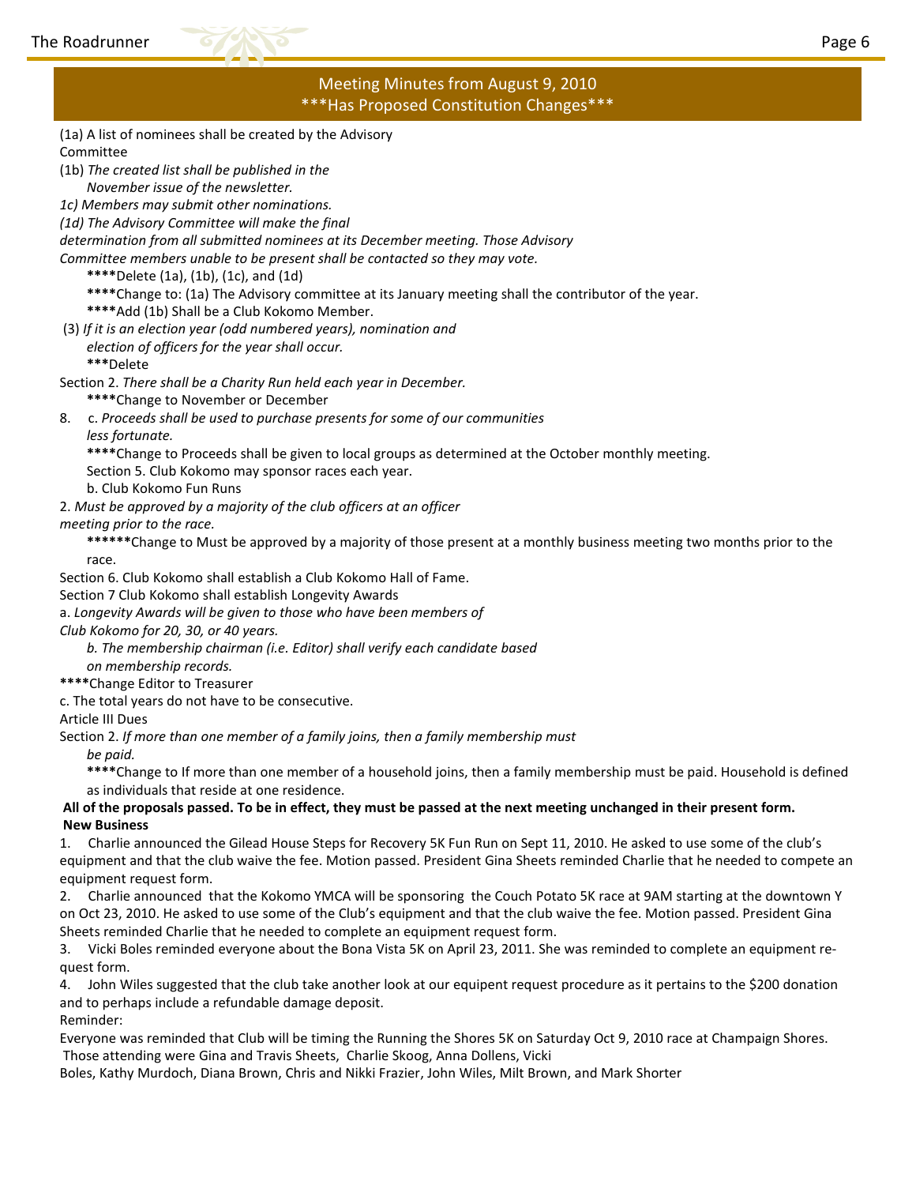## Meeting Minutes from August 9, 2010
## ***Has Proposed Constitution Changes***

(1a) A list of nominees shall be created by the Advisory Committee

(1b) *The created list shall be published in the November issue of the newsletter.*

*1c) Members may submit other nominations.*

*(1d) The Advisory Committee will make the final determination from all submitted nominees at its December meeting. Those Advisory Committee members unable to be present shall be contacted so they may vote.*

****Delete (1a), (1b), (1c), and (1d)

****Change to: (1a) The Advisory committee at its January meeting shall the contributor of the year.

****Add (1b) Shall be a Club Kokomo Member.

(3) *If it is an election year (odd numbered years), nomination and election of officers for the year shall occur.*

***Delete

Section 2. *There shall be a Charity Run held each year in December.*

****Change to November or December

8. c. *Proceeds shall be used to purchase presents for some of our communities less fortunate.*

****Change to Proceeds shall be given to local groups as determined at the October monthly meeting.

Section 5. Club Kokomo may sponsor races each year.

b. Club Kokomo Fun Runs

2. *Must be approved by a majority of the club officers at an officer meeting prior to the race.*

******Change to Must be approved by a majority of those present at a monthly business meeting two months prior to the race.

Section 6. Club Kokomo shall establish a Club Kokomo Hall of Fame.

Section 7 Club Kokomo shall establish Longevity Awards

a. *Longevity Awards will be given to those who have been members of Club Kokomo for 20, 30, or 40 years.*

*b. The membership chairman (i.e. Editor) shall verify each candidate based on membership records.*

****Change Editor to Treasurer

c. The total years do not have to be consecutive.

Article III Dues

Section 2. *If more than one member of a family joins, then a family membership must be paid.*

****Change to If more than one member of a household joins, then a family membership must be paid. Household is defined as individuals that reside at one residence.

**All of the proposals passed. To be in effect, they must be passed at the next meeting unchanged in their present form.**

**New Business**

1. Charlie announced the Gilead House Steps for Recovery 5K Fun Run on Sept 11, 2010. He asked to use some of the club's equipment and that the club waive the fee. Motion passed. President Gina Sheets reminded Charlie that he needed to compete an equipment request form.
2. Charlie announced that the Kokomo YMCA will be sponsoring the Couch Potato 5K race at 9AM starting at the downtown Y on Oct 23, 2010. He asked to use some of the Club's equipment and that the club waive the fee. Motion passed. President Gina Sheets reminded Charlie that he needed to complete an equipment request form.
3. Vicki Boles reminded everyone about the Bona Vista 5K on April 23, 2011. She was reminded to complete an equipment request form.
4. John Wiles suggested that the club take another look at our equipent request procedure as it pertains to the $200 donation and to perhaps include a refundable damage deposit.

Reminder:

Everyone was reminded that Club will be timing the Running the Shores 5K on Saturday Oct 9, 2010 race at Champaign Shores.

Those attending were Gina and Travis Sheets, Charlie Skoog, Anna Dollens, Vicki Boles, Kathy Murdoch, Diana Brown, Chris and Nikki Frazier, John Wiles, Milt Brown, and Mark Shorter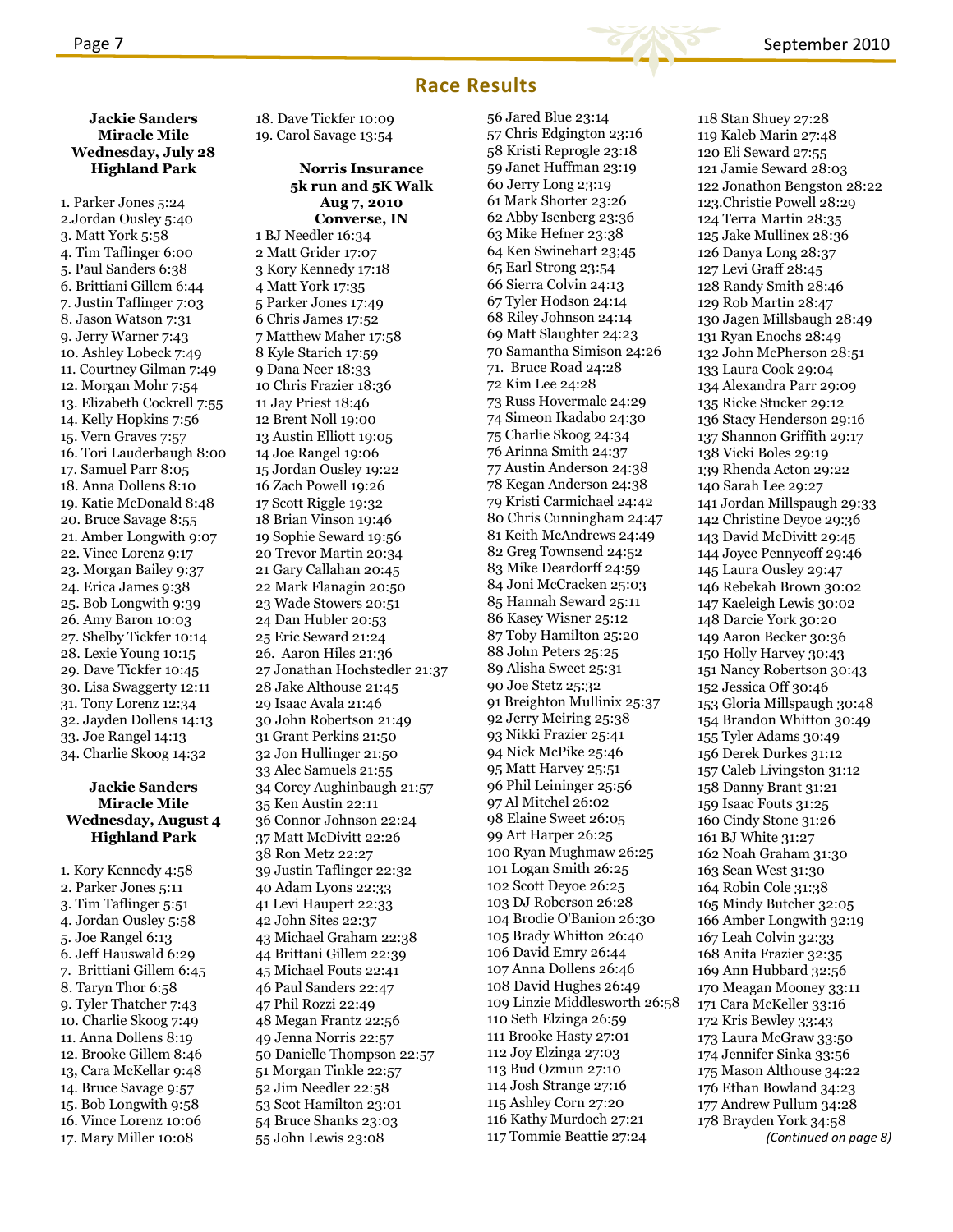## Race Results

**Jackie Sanders Miracle Mile Wednesday, July 28 Highland Park**

1. Parker Jones 5:24
2.Jordan Ousley 5:40
3. Matt York 5:58
4. Tim Taflinger 6:00
5. Paul Sanders 6:38
6. Brittiani Gillem 6:44
7. Justin Taflinger 7:03
8. Jason Watson 7:31
9. Jerry Warner 7:43
10. Ashley Lobeck 7:49
11. Courtney Gilman 7:49
12. Morgan Mohr 7:54
13. Elizabeth Cockrell 7:55
14. Kelly Hopkins 7:56
15. Vern Graves 7:57
16. Tori Lauderbaugh 8:00
17. Samuel Parr 8:05
18. Anna Dollens 8:10
19. Katie McDonald 8:48
20. Bruce Savage 8:55
21. Amber Longwith 9:07
22. Vince Lorenz 9:17
23. Morgan Bailey 9:37
24. Erica James 9:38
25. Bob Longwith 9:39
26. Amy Baron 10:03
27. Shelby Tickfer 10:14
28. Lexie Young 10:15
29. Dave Tickfer 10:45
30. Lisa Swaggerty 12:11
31. Tony Lorenz 12:34
32. Jayden Dollens 14:13
33. Joe Rangel 14:13
34. Charlie Skoog 14:32

**Jackie Sanders Miracle Mile Wednesday, August 4 Highland Park**

1. Kory Kennedy 4:58
2. Parker Jones 5:11
3. Tim Taflinger 5:51
4. Jordan Ousley 5:58
5. Joe Rangel 6:13
6. Jeff Hauswald 6:29
7. Brittiani Gillem 6:45
8. Taryn Thor 6:58
9. Tyler Thatcher 7:43
10. Charlie Skoog 7:49
11. Anna Dollens 8:19
12. Brooke Gillem 8:46
13, Cara McKellar 9:48
14. Bruce Savage 9:57
15. Bob Longwith 9:58
16. Vince Lorenz 10:06
17. Mary Miller 10:08
18. Dave Tickfer 10:09
19. Carol Savage 13:54

**Norris Insurance 5k run and 5K Walk Aug 7, 2010 Converse, IN**

1 BJ Needler 16:34
2 Matt Grider 17:07
3 Kory Kennedy 17:18
4 Matt York 17:35
5 Parker Jones 17:49
6 Chris James 17:52
7 Matthew Maher 17:58
8 Kyle Starich 17:59
9 Dana Neer 18:33
10 Chris Frazier 18:36
11 Jay Priest 18:46
12 Brent Noll 19:00
13 Austin Elliott 19:05
14 Joe Rangel 19:06
15 Jordan Ousley 19:22
16 Zach Powell 19:26
17 Scott Riggle 19:32
18 Brian Vinson 19:46
19 Sophie Seward 19:56
20 Trevor Martin 20:34
21 Gary Callahan 20:45
22 Mark Flanagin 20:50
23 Wade Stowers 20:51
24 Dan Hubler 20:53
25 Eric Seward 21:24
26. Aaron Hiles 21:36
27 Jonathan Hochstedler 21:37
28 Jake Althouse 21:45
29 Isaac Avala 21:46
30 John Robertson 21:49
31 Grant Perkins 21:50
32 Jon Hullinger 21:50
33 Alec Samuels 21:55
34 Corey Aughinbaugh 21:57
35 Ken Austin 22:11
36 Connor Johnson 22:24
37 Matt McDivitt 22:26
38 Ron Metz 22:27
39 Justin Taflinger 22:32
40 Adam Lyons 22:33
41 Levi Haupert 22:33
42 John Sites 22:37
43 Michael Graham 22:38
44 Brittani Gillem 22:39
45 Michael Fouts 22:41
46 Paul Sanders 22:47
47 Phil Rozzi 22:49
48 Megan Frantz 22:56
49 Jenna Norris 22:57
50 Danielle Thompson 22:57
51 Morgan Tinkle 22:57
52 Jim Needler 22:58
53 Scot Hamilton 23:01
54 Bruce Shanks 23:03
55 John Lewis 23:08
56 Jared Blue 23:14
57 Chris Edgington 23:16
58 Kristi Reprogle 23:18
59 Janet Huffman 23:19
60 Jerry Long 23:19
61 Mark Shorter 23:26
62 Abby Isenberg 23:36
63 Mike Hefner 23:38
64 Ken Swinehart 23;45
65 Earl Strong 23:54
66 Sierra Colvin 24:13
67 Tyler Hodson 24:14
68 Riley Johnson 24:14
69 Matt Slaughter 24:23
70 Samantha Simison 24:26
71. Bruce Road 24:28
72 Kim Lee 24:28
73 Russ Hovermale 24:29
74 Simeon Ikadabo 24:30
75 Charlie Skoog 24:34
76 Arinna Smith 24:37
77 Austin Anderson 24:38
78 Kegan Anderson 24:38
79 Kristi Carmichael 24:42
80 Chris Cunningham 24:47
81 Keith McAndrews 24:49
82 Greg Townsend 24:52
83 Mike Deardorff 24:59
84 Joni McCracken 25:03
85 Hannah Seward 25:11
86 Kasey Wisner 25:12
87 Toby Hamilton 25:20
88 John Peters 25:25
89 Alisha Sweet 25:31
90 Joe Stetz 25:32
91 Breighton Mullinix 25:37
92 Jerry Meiring 25:38
93 Nikki Frazier 25:41
94 Nick McPike 25:46
95 Matt Harvey 25:51
96 Phil Leininger 25:56
97 Al Mitchel 26:02
98 Elaine Sweet 26:05
99 Art Harper 26:25
100 Ryan Mughmaw 26:25
101 Logan Smith 26:25
102 Scott Deyoe 26:25
103 DJ Roberson 26:28
104 Brodie O'Banion 26:30
105 Brady Whitton 26:40
106 David Emry 26:44
107 Anna Dollens 26:46
108 David Hughes 26:49
109 Linzie Middlesworth 26:58
110 Seth Elzinga 26:59
111 Brooke Hasty 27:01
112 Joy Elzinga 27:03
113 Bud Ozmun 27:10
114 Josh Strange 27:16
115 Ashley Corn 27:20
116 Kathy Murdoch 27:21
117 Tommie Beattie 27:24
118 Stan Shuey 27:28
119 Kaleb Marin 27:48
120 Eli Seward 27:55
121 Jamie Seward 28:03
122 Jonathon Bengston 28:22
123.Christie Powell 28:29
124 Terra Martin 28:35
125 Jake Mullinex 28:36
126 Danya Long 28:37
127 Levi Graff 28:45
128 Randy Smith 28:46
129 Rob Martin 28:47
130 Jagen Millsbaugh 28:49
131 Ryan Enochs 28:49
132 John McPherson 28:51
133 Laura Cook 29:04
134 Alexandra Parr 29:09
135 Ricke Stucker 29:12
136 Stacy Henderson 29:16
137 Shannon Griffith 29:17
138 Vicki Boles 29:19
139 Rhenda Acton 29:22
140 Sarah Lee 29:27
141 Jordan Millspaugh 29:33
142 Christine Deyoe 29:36
143 David McDivitt 29:45
144 Joyce Pennycoff 29:46
145 Laura Ousley 29:47
146 Rebekah Brown 30:02
147 Kaeleigh Lewis 30:02
148 Darcie York 30:20
149 Aaron Becker 30:36
150 Holly Harvey 30:43
151 Nancy Robertson 30:43
152 Jessica Off 30:46
153 Gloria Millspaugh 30:48
154 Brandon Whitton 30:49
155 Tyler Adams 30:49
156 Derek Durkes 31:12
157 Caleb Livingston 31:12
158 Danny Brant 31:21
159 Isaac Fouts 31:25
160 Cindy Stone 31:26
161 BJ White 31:27
162 Noah Graham 31:30
163 Sean West 31:30
164 Robin Cole 31:38
165 Mindy Butcher 32:05
166 Amber Longwith 32:19
167 Leah Colvin 32:33
168 Anita Frazier 32:35
169 Ann Hubbard 32:56
170 Meagan Mooney 33:11
171 Cara McKeller 33:16
172 Kris Bewley 33:43
173 Laura McGraw 33:50
174 Jennifer Sinka 33:56
175 Mason Althouse 34:22
176 Ethan Bowland 34:23
177 Andrew Pullum 34:28
178 Brayden York 34:58

*(Continued on page 8)*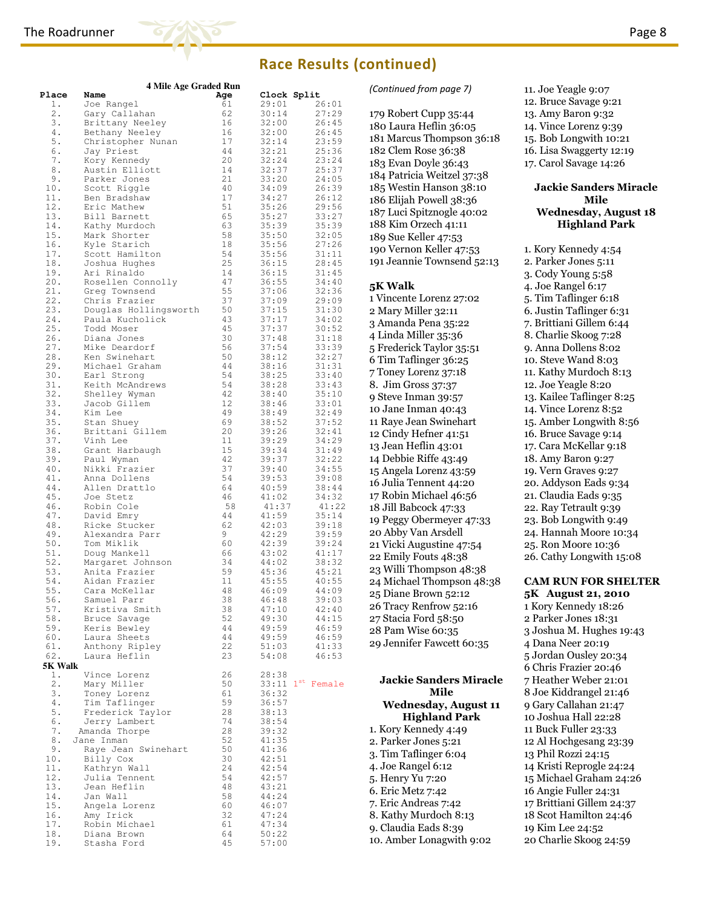## Race Results (continued)

**4 Mile Age Graded Run**

| Place | Name | Age | Clock | Split |
|---|---|---|---|---|
| 1. | Joe Rangel | 61 | 29:01 | 26:01 |
| 2. | Gary Callahan | 62 | 30:14 | 27:29 |
| 3. | Brittany Neeley | 16 | 32:00 | 26:45 |
| 4. | Bethany Neeley | 16 | 32:00 | 26:45 |
| 5. | Christopher Nunan | 17 | 32:14 | 23:59 |
| 6. | Jay Priest | 44 | 32:21 | 25:36 |
| 7. | Kory Kennedy | 20 | 32:24 | 23:24 |
| 8. | Austin Elliott | 14 | 32:37 | 25:37 |
| 9. | Parker Jones | 21 | 33:20 | 24:05 |
| 10. | Scott Riggle | 40 | 34:09 | 26:39 |
| 11. | Ben Bradshaw | 17 | 34:27 | 26:12 |
| 12. | Eric Mathew | 51 | 35:26 | 29:56 |
| 13. | Bill Barnett | 65 | 35:27 | 33:27 |
| 14. | Kathy Murdoch | 63 | 35:39 | 35:39 |
| 15. | Mark Shorter | 58 | 35:50 | 32:05 |
| 16. | Kyle Starich | 18 | 35:56 | 27:26 |
| 17. | Scott Hamilton | 54 | 35:56 | 31:11 |
| 18. | Joshua Hughes | 25 | 36:15 | 28:45 |
| 19. | Ari Rinaldo | 14 | 36:15 | 31:45 |
| 20. | Rosellen Connolly | 47 | 36:55 | 34:40 |
| 21. | Greg Townsend | 55 | 37:06 | 32:36 |
| 22. | Chris Frazier | 37 | 37:09 | 29:09 |
| 23. | Douglas Hollingsworth | 50 | 37:15 | 31:30 |
| 24. | Paula Kucholick | 43 | 37:17 | 34:02 |
| 25. | Todd Moser | 45 | 37:37 | 30:52 |
| 26. | Diana Jones | 30 | 37:48 | 31:18 |
| 27. | Mike Deardorf | 56 | 37:54 | 33:39 |
| 28. | Ken Swinehart | 50 | 38:12 | 32:27 |
| 29. | Michael Graham | 44 | 38:16 | 31:31 |
| 30. | Earl Strong | 54 | 38:25 | 33:40 |
| 31. | Keith McAndrews | 54 | 38:28 | 33:43 |
| 32. | Shelley Wyman | 42 | 38:40 | 35:10 |
| 33. | Jacob Gillem | 12 | 38:46 | 33:01 |
| 34. | Kim Lee | 49 | 38:49 | 32:49 |
| 35. | Stan Shuey | 69 | 38:52 | 37:52 |
| 36. | Brittani Gillem | 20 | 39:26 | 32:41 |
| 37. | Vinh Lee | 11 | 39:29 | 34:29 |
| 38. | Grant Harbaugh | 15 | 39:34 | 31:49 |
| 39. | Paul Wyman | 42 | 39:37 | 32:22 |
| 40. | Nikki Frazier | 37 | 39:40 | 34:55 |
| 41. | Anna Dollens | 54 | 39:53 | 39:08 |
| 44. | Allen Drattlo | 64 | 40:59 | 38:44 |
| 45. | Joe Stetz | 46 | 41:02 | 34:32 |
| 46. | Robin Cole | 58 | 41:37 | 41:22 |
| 47. | David Emry | 44 | 41:59 | 35:14 |
| 48. | Ricke Stucker | 62 | 42:03 | 39:18 |
| 49. | Alexandra Parr | 9 | 42:29 | 39:59 |
| 50. | Tom Miklik | 60 | 42:39 | 39:24 |
| 51. | Doug Mankell | 66 | 43:02 | 41:17 |
| 52. | Margaret Johnson | 34 | 44:02 | 38:32 |
| 53. | Anita Frazier | 59 | 45:36 | 45:21 |
| 54. | Aidan Frazier | 11 | 45:55 | 40:55 |
| 55. | Cara McKellar | 48 | 46:09 | 44:09 |
| 56. | Samuel Parr | 38 | 46:48 | 39:03 |
| 57. | Kristiva Smith | 38 | 47:10 | 42:40 |
| 58. | Bruce Savage | 52 | 49:30 | 44:15 |
| 59. | Keris Bewley | 44 | 49:59 | 46:59 |
| 60. | Laura Sheets | 44 | 49:59 | 46:59 |
| 61. | Anthony Ripley | 22 | 51:03 | 41:33 |
| 62. | Laura Heflin | 23 | 54:08 | 46:53 |

**5K Walk**

| Place | Name | Age | Clock | |
|---|---|---|---|---|
| 1. | Vince Lorenz | 26 | 28:38 | |
| 2. | Mary Miller | 50 | 33:11 | 1st Female |
| 3. | Toney Lorenz | 61 | 36:32 | |
| 4. | Tim Taflinger | 59 | 36:57 | |
| 5. | Frederick Taylor | 28 | 38:13 | |
| 6. | Jerry Lambert | 74 | 38:54 | |
| 7. | Amanda Thorpe | 28 | 39:32 | |
| 8. | Jane Inman | 52 | 41:35 | |
| 9. | Raye Jean Swinehart | 50 | 41:36 | |
| 10. | Billy Cox | 30 | 42:51 | |
| 11. | Kathryn Wall | 24 | 42:54 | |
| 12. | Julia Tennent | 54 | 42:57 | |
| 13. | Jean Heflin | 48 | 43:21 | |
| 14. | Jan Wall | 58 | 44:24 | |
| 15. | Angela Lorenz | 60 | 46:07 | |
| 16. | Amy Irick | 32 | 47:24 | |
| 17. | Robin Michael | 61 | 47:34 | |
| 18. | Diana Brown | 64 | 50:22 | |
| 19. | Stasha Ford | 45 | 57:00 | |

*(Continued from page 7)*

179 Robert Cupp 35:44
180 Laura Heflin 36:05
181 Marcus Thompson 36:18
182 Clem Rose 36:38
183 Evan Doyle 36:43
184 Patricia Weitzel 37:38
185 Westin Hanson 38:10
186 Elijah Powell 38:36
187 Luci Spitznogle 40:02
188 Kim Orzech 41:11
189 Sue Keller 47:53
190 Vernon Keller 47:53
191 Jeannie Townsend 52:13

**5K Walk**

1 Vincente Lorenz 27:02
2 Mary Miller 32:11
3 Amanda Pena 35:22
4 Linda Miller 35:36
5 Frederick Taylor 35:51
6 Tim Taflinger 36:25
7 Toney Lorenz 37:18
8. Jim Gross 37:37
9 Steve Inman 39:57
10 Jane Inman 40:43
11 Raye Jean Swinehart
12 Cindy Hefner 41:51
13 Jean Heflin 43:01
14 Debbie Riffe 43:49
15 Angela Lorenz 43:59
16 Julia Tennent 44:20
17 Robin Michael 46:56
18 Jill Babcock 47:33
19 Peggy Obermeyer 47:33
20 Abby Van Arsdell
21 Vicki Augustine 47:54
22 Emily Fouts 48:38
23 Willi Thompson 48:38
24 Michael Thompson 48:38
25 Diane Brown 52:12
26 Tracy Renfrow 52:16
27 Stacia Ford 58:50
28 Pam Wise 60:35
29 Jennifer Fawcett 60:35

**Jackie Sanders Miracle Mile**
**Wednesday, August 11**
**Highland Park**

1. Kory Kennedy 4:49
2. Parker Jones 5:21
3. Tim Taflinger 6:04
4. Joe Rangel 6:12
5. Henry Yu 7:20
6. Eric Metz 7:42
7. Eric Andreas 7:42
8. Kathy Murdoch 8:13
9. Claudia Eads 8:39
10. Amber Lonagwith 9:02
11. Joe Yeagle 9:07
12. Bruce Savage 9:21
13. Amy Baron 9:32
14. Vince Lorenz 9:39
15. Bob Longwith 10:21
16. Lisa Swaggerty 12:19
17. Carol Savage 14:26

**Jackie Sanders Miracle Mile**
**Wednesday, August 18**
**Highland Park**

1. Kory Kennedy 4:54
2. Parker Jones 5:11
3. Cody Young 5:58
4. Joe Rangel 6:17
5. Tim Taflinger 6:18
6. Justin Taflinger 6:31
7. Brittiani Gillem 6:44
8. Charlie Skoog 7:28
9. Anna Dollens 8:02
10. Steve Wand 8:03
11. Kathy Murdoch 8:13
12. Joe Yeagle 8:20
13. Kailee Taflinger 8:25
14. Vince Lorenz 8:52
15. Amber Longwith 8:56
16. Bruce Savage 9:14
17. Cara McKellar 9:18
18. Amy Baron 9:27
19. Vern Graves 9:27
20. Addyson Eads 9:34
21. Claudia Eads 9:35
22. Ray Tetrault 9:39
23. Bob Longwith 9:49
24. Hannah Moore 10:34
25. Ron Moore 10:36
26. Cathy Longwith 15:08

**CAM RUN FOR SHELTER**
**5K August 21, 2010**

1 Kory Kennedy 18:26
2 Parker Jones 18:31
3 Joshua M. Hughes 19:43
4 Dana Neer 20:19
5 Jordan Ousley 20:34
6 Chris Frazier 20:46
7 Heather Weber 21:01
8 Joe Kiddrangel 21:46
9 Gary Callahan 21:47
10 Joshua Hall 22:28
11 Buck Fuller 23:33
12 Al Hochgesang 23:39
13 Phil Rozzi 24:15
14 Kristi Reprogle 24:24
15 Michael Graham 24:26
16 Angie Fuller 24:31
17 Brittiani Gillem 24:37
18 Scot Hamilton 24:46
19 Kim Lee 24:52
20 Charlie Skoog 24:59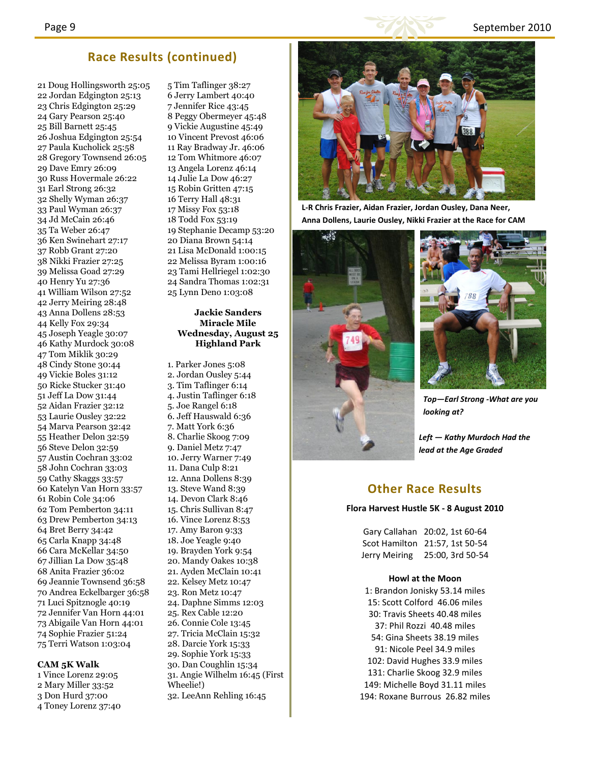## Race Results (continued)

21 Doug Hollingsworth 25:05
22 Jordan Edgington 25:13
23 Chris Edgington 25:29
24 Gary Pearson 25:40
25 Bill Barnett 25:45
26 Joshua Edgington 25:54
27 Paula Kucholick 25:58
28 Gregory Townsend 26:05
29 Dave Emry 26:09
30 Russ Hovermale 26:22
31 Earl Strong 26:32
32 Shelly Wyman 26:37
33 Paul Wyman 26:37
34 Jd McCain 26:46
35 Ta Weber 26:47
36 Ken Swinehart 27:17
37 Robb Grant 27:20
38 Nikki Frazier 27:25
39 Melissa Goad 27:29
40 Henry Yu 27:36
41 William Wilson 27:52
42 Jerry Meiring 28:48
43 Anna Dollens 28:53
44 Kelly Fox 29:34
45 Joseph Yeagle 30:07
46 Kathy Murdock 30:08
47 Tom Miklik 30:29
48 Cindy Stone 30:44
49 Vickie Boles 31:12
50 Ricke Stucker 31:40
51 Jeff La Dow 31:44
52 Aidan Frazier 32:12
53 Laurie Ousley 32:22
54 Marva Pearson 32:42
55 Heather Delon 32:59
56 Steve Delon 32:59
57 Austin Cochran 33:02
58 John Cochran 33:03
59 Cathy Skaggs 33:57
60 Katelyn Van Horn 33:57
61 Robin Cole 34:06
62 Tom Pemberton 34:11
63 Drew Pemberton 34:13
64 Bret Berry 34:42
65 Carla Knapp 34:48
66 Cara McKellar 34:50
67 Jillian La Dow 35:48
68 Anita Frazier 36:02
69 Jeannie Townsend 36:58
70 Andrea Eckelbarger 36:58
71 Luci Spitznogle 40:19
72 Jennifer Van Horn 44:01
73 Abigaile Van Horn 44:01
74 Sophie Frazier 51:24
75 Terri Watson 1:03:04

**CAM 5K Walk**

1 Vince Lorenz 29:05
2 Mary Miller 33:52
3 Don Hurd 37:00
4 Toney Lorenz 37:40
5 Tim Taflinger 38:27
6 Jerry Lambert 40:40
7 Jennifer Rice 43:45
8 Peggy Obermeyer 45:48
9 Vickie Augustine 45:49
10 Vincent Prevost 46:06
11 Ray Bradway Jr. 46:06
12 Tom Whitmore 46:07
13 Angela Lorenz 46:14
14 Julie La Dow 46:27
15 Robin Gritten 47:15
16 Terry Hall 48:31
17 Missy Fox 53:18
18 Todd Fox 53:19
19 Stephanie Decamp 53:20
20 Diana Brown 54:14
21 Lisa McDonald 1:00:15
22 Melissa Byram 1:00:16
23 Tami Hellriegel 1:02:30
24 Sandra Thomas 1:02:31
25 Lynn Deno 1:03:08

**Jackie Sanders Miracle Mile**
**Wednesday, August 25**
**Highland Park**

1. Parker Jones 5:08
2. Jordan Ousley 5:44
3. Tim Taflinger 6:14
4. Justin Taflinger 6:18
5. Joe Rangel 6:18
6. Jeff Hauswald 6:36
7. Matt York 6:36
8. Charlie Skoog 7:09
9. Daniel Metz 7:47
10. Jerry Warner 7:49
11. Dana Culp 8:21
12. Anna Dollens 8:39
13. Steve Wand 8:39
14. Devon Clark 8:46
15. Chris Sullivan 8:47
16. Vince Lorenz 8:53
17. Amy Baron 9:33
18. Joe Yeagle 9:40
19. Brayden York 9:54
20. Mandy Oakes 10:38
21. Ayden McClain 10:41
22. Kelsey Metz 10:47
23. Ron Metz 10:47
24. Daphne Simms 12:03
25. Rex Cable 12:20
26. Connie Cole 13:45
27. Tricia McClain 15:32
28. Darcie York 15:33
29. Sophie York 15:33
30. Dan Coughlin 15:34
31. Angie Wilhelm 16:45 (First Wheelie!)
32. LeeAnn Rehling 16:45

**L-R Chris Frazier, Aidan Frazier, Jordan Ousley, Dana Neer, Anna Dollens, Laurie Ousley, Nikki Frazier at the Race for CAM**

***Top—Earl Strong -What are you looking at?***

***Left — Kathy Murdoch Had the lead at the Age Graded***

## Other Race Results

**Flora Harvest Hustle 5K - 8 August 2010**

| | |
|---|---|
| Gary Callahan | 20:02, 1st 60-64 |
| Scot Hamilton | 21:57, 1st 50-54 |
| Jerry Meiring | 25:00, 3rd 50-54 |

**Howl at the Moon**

1: Brandon Jonisky 53.14 miles
15: Scott Colford 46.06 miles
30: Travis Sheets 40.48 miles
37: Phil Rozzi 40.48 miles
54: Gina Sheets 38.19 miles
91: Nicole Peel 34.9 miles
102: David Hughes 33.9 miles
131: Charlie Skoog 32.9 miles
149: Michelle Boyd 31.11 miles
194: Roxane Burrous 26.82 miles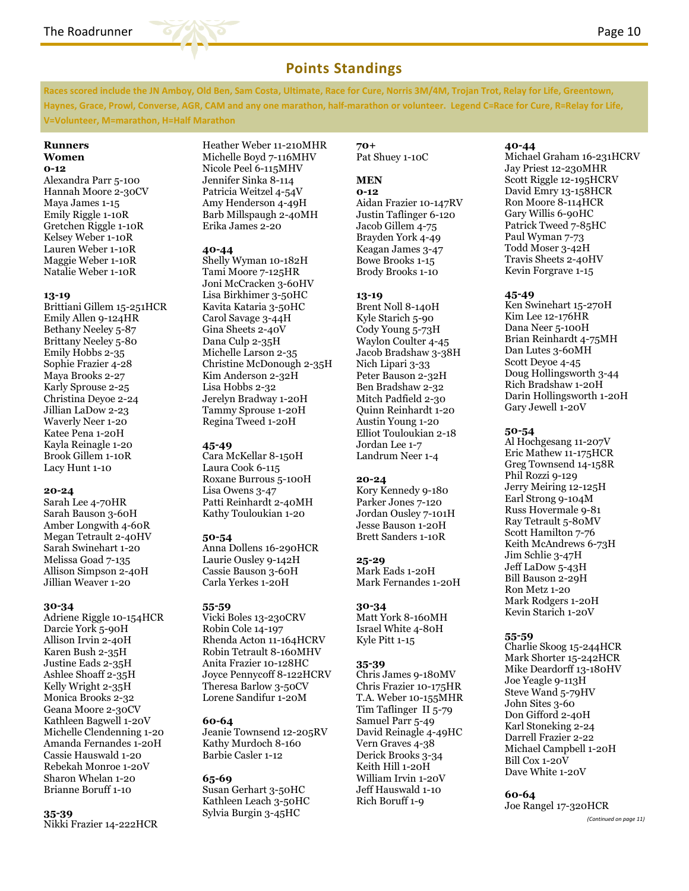## Points Standings

**Races scored include the JN Amboy, Old Ben, Sam Costa, Ultimate, Race for Cure, Norris 3M/4M, Trojan Trot, Relay for Life, Greentown, Haynes, Grace, Prowl, Converse, AGR, CAM and any one marathon, half-marathon or volunteer. Legend C=Race for Cure, R=Relay for Life, V=Volunteer, M=marathon, H=Half Marathon**

**Runners**
**Women**

**0-12**
Alexandra Parr 5-100
Hannah Moore 2-30CV
Maya James 1-15
Emily Riggle 1-10R
Gretchen Riggle 1-10R
Kelsey Weber 1-10R
Lauren Weber 1-10R
Maggie Weber 1-10R
Natalie Weber 1-10R

**13-19**
Brittiani Gillem 15-251HCR
Emily Allen 9-124HR
Bethany Neeley 5-87
Brittany Neeley 5-80
Emily Hobbs 2-35
Sophie Frazier 4-28
Maya Brooks 2-27
Karly Sprouse 2-25
Christina Deyoe 2-24
Jillian LaDow 2-23
Waverly Neer 1-20
Katee Pena 1-20H
Kayla Reinagle 1-20
Brook Gillem 1-10R
Lacy Hunt 1-10

**20-24**
Sarah Lee 4-70HR
Sarah Bauson 3-60H
Amber Longwith 4-60R
Megan Tetrault 2-40HV
Sarah Swinehart 1-20
Melissa Goad 7-135
Allison Simpson 2-40H
Jillian Weaver 1-20

**30-34**
Adriene Riggle 10-154HCR
Darcie York 5-90H
Allison Irvin 2-40H
Karen Bush 2-35H
Justine Eads 2-35H
Ashlee Shoaff 2-35H
Kelly Wright 2-35H
Monica Brooks 2-32
Geana Moore 2-30CV
Kathleen Bagwell 1-20V
Michelle Clendenning 1-20
Amanda Fernandes 1-20H
Cassie Hauswald 1-20
Rebekah Monroe 1-20V
Sharon Whelan 1-20
Brianne Boruff 1-10

**35-39**
Nikki Frazier 14-222HCR
Heather Weber 11-210MHR
Michelle Boyd 7-116MHV
Nicole Peel 6-115MHV
Jennifer Sinka 8-114
Patricia Weitzel 4-54V
Amy Henderson 4-49H
Barb Millspaugh 2-40MH
Erika James 2-20

**40-44**
Shelly Wyman 10-182H
Tami Moore 7-125HR
Joni McCracken 3-60HV
Lisa Birkhimer 3-50HC
Kavita Kataria 3-50HC
Carol Savage 3-44H
Gina Sheets 2-40V
Dana Culp 2-35H
Michelle Larson 2-35
Christine McDonough 2-35H
Kim Anderson 2-32H
Lisa Hobbs 2-32
Jerelyn Bradway 1-20H
Tammy Sprouse 1-20H
Regina Tweed 1-20H

**45-49**
Cara McKellar 8-150H
Laura Cook 6-115
Roxane Burrous 5-100H
Lisa Owens 3-47
Patti Reinhardt 2-40MH
Kathy Touloukian 1-20

**50-54**
Anna Dollens 16-290HCR
Laurie Ousley 9-142H
Cassie Bauson 3-60H
Carla Yerkes 1-20H

**55-59**
Vicki Boles 13-230CRV
Robin Cole 14-197
Rhenda Acton 11-164HCRV
Robin Tetrault 8-160MHV
Anita Frazier 10-128HC
Joyce Pennycoff 8-122HCRV
Theresa Barlow 3-50CV
Lorene Sandifur 1-20M

**60-64**
Jeanie Townsend 12-205RV
Kathy Murdoch 8-160
Barbie Casler 1-12

**65-69**
Susan Gerhart 3-50HC
Kathleen Leach 3-50HC
Sylvia Burgin 3-45HC

**70+**
Pat Shuey 1-10C

**MEN**

**0-12**
Aidan Frazier 10-147RV
Justin Taflinger 6-120
Jacob Gillem 4-75
Brayden York 4-49
Keagan James 3-47
Bowe Brooks 1-15
Brody Brooks 1-10

**13-19**
Brent Noll 8-140H
Kyle Starich 5-90
Cody Young 5-73H
Waylon Coulter 4-45
Jacob Bradshaw 3-38H
Nich Lipari 3-33
Peter Bauson 2-32H
Ben Bradshaw 2-32
Mitch Padfield 2-30
Quinn Reinhardt 1-20
Austin Young 1-20
Elliot Touloukian 2-18
Jordan Lee 1-7
Landrum Neer 1-4

**20-24**
Kory Kennedy 9-180
Parker Jones 7-120
Jordan Ousley 7-101H
Jesse Bauson 1-20H
Brett Sanders 1-10R

**25-29**
Mark Eads 1-20H
Mark Fernandes 1-20H

**30-34**
Matt York 8-160MH
Israel White 4-80H
Kyle Pitt 1-15

**35-39**
Chris James 9-180MV
Chris Frazier 10-175HR
T.A. Weber 10-155MHR
Tim Taflinger II 5-79
Samuel Parr 5-49
David Reinagle 4-49HC
Vern Graves 4-38
Derick Brooks 3-34
Keith Hill 1-20H
William Irvin 1-20V
Jeff Hauswald 1-10
Rich Boruff 1-9

**40-44**
Michael Graham 16-231HCRV
Jay Priest 12-230MHR
Scott Riggle 12-195HCRV
David Emry 13-158HCR
Ron Moore 8-114HCR
Gary Willis 6-90HC
Patrick Tweed 7-85HC
Paul Wyman 7-73
Todd Moser 3-42H
Travis Sheets 2-40HV
Kevin Forgrave 1-15

**45-49**
Ken Swinehart 15-270H
Kim Lee 12-176HR
Dana Neer 5-100H
Brian Reinhardt 4-75MH
Dan Lutes 3-60MH
Scott Deyoe 4-45
Doug Hollingsworth 3-44
Rich Bradshaw 1-20H
Darin Hollingsworth 1-20H
Gary Jewell 1-20V

**50-54**
Al Hochgesang 11-207V
Eric Mathew 11-175HCR
Greg Townsend 14-158R
Phil Rozzi 9-129
Jerry Meiring 12-125H
Earl Strong 9-104M
Russ Hovermale 9-81
Ray Tetrault 5-80MV
Scott Hamilton 7-76
Keith McAndrews 6-73H
Jim Schlie 3-47H
Jeff LaDow 5-43H
Bill Bauson 2-29H
Ron Metz 1-20
Mark Rodgers 1-20H
Kevin Starich 1-20V

**55-59**
Charlie Skoog 15-244HCR
Mark Shorter 15-242HCR
Mike Deardorff 13-180HV
Joe Yeagle 9-113H
Steve Wand 5-79HV
John Sites 3-60
Don Gifford 2-40H
Karl Stoneking 2-24
Darrell Frazier 2-22
Michael Campbell 1-20H
Bill Cox 1-20V
Dave White 1-20V

**60-64**
Joe Rangel 17-320HCR

*(Continued on page 11)*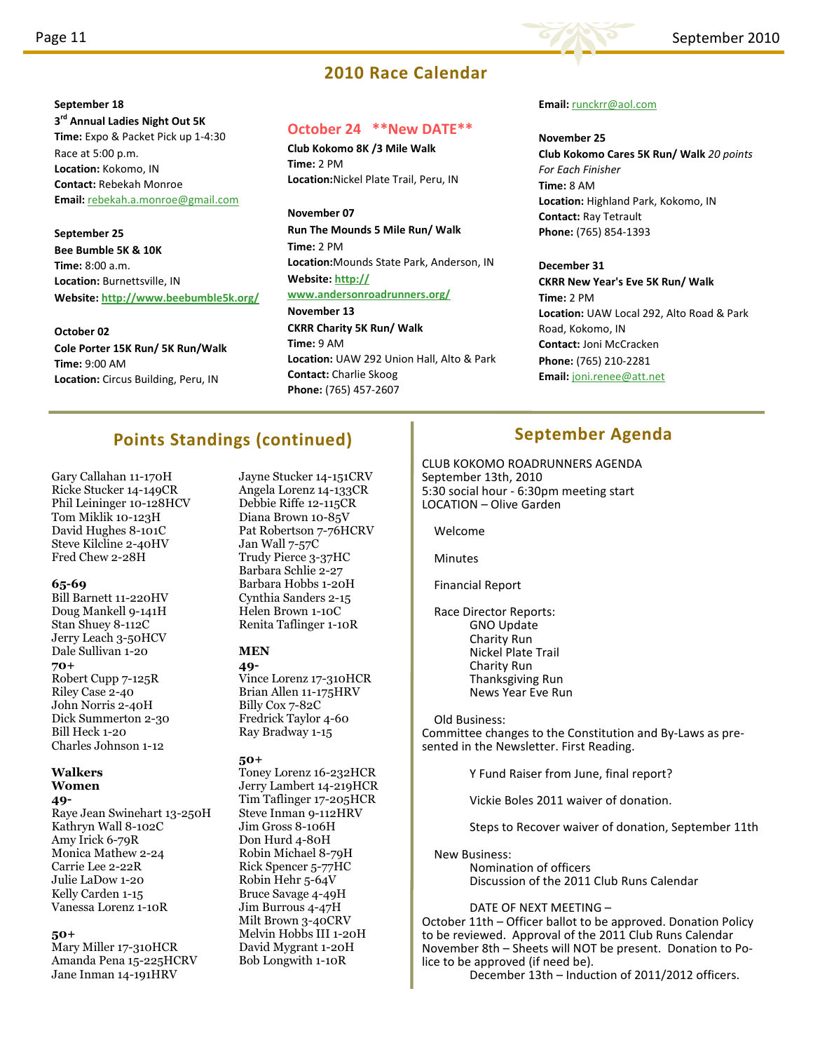## 2010 Race Calendar

**September 18**
**3rd Annual Ladies Night Out 5K**
**Time:** Expo & Packet Pick up 1-4:30
Race at 5:00 p.m.
**Location:** Kokomo, IN
**Contact:** Rebekah Monroe
**Email:** rebekah.a.monroe@gmail.com

**September 25**
**Bee Bumble 5K & 10K**
**Time:** 8:00 a.m.
**Location:** Burnettsville, IN
**Website:** http://www.beebumble5k.org/

**October 02**
**Cole Porter 15K Run/ 5K Run/Walk**
**Time:** 9:00 AM
**Location:** Circus Building, Peru, IN

**October 24 \*\*New DATE\*\***
**Club Kokomo 8K /3 Mile Walk**
**Time:** 2 PM
**Location:** Nickel Plate Trail, Peru, IN

**November 07**
**Run The Mounds 5 Mile Run/ Walk**
**Time:** 2 PM
**Location:** Mounds State Park, Anderson, IN
**Website:** http://www.andersonroadrunners.org/

**November 13**
**CKRR Charity 5K Run/ Walk**
**Time:** 9 AM
**Location:** UAW 292 Union Hall, Alto & Park
**Contact:** Charlie Skoog
**Phone:** (765) 457-2607
**Email:** runckrr@aol.com

**November 25**
**Club Kokomo Cares 5K Run/ Walk** *20 points For Each Finisher*
**Time:** 8 AM
**Location:** Highland Park, Kokomo, IN
**Contact:** Ray Tetrault
**Phone:** (765) 854-1393

**December 31**
**CKRR New Year's Eve 5K Run/ Walk**
**Time:** 2 PM
**Location:** UAW Local 292, Alto Road & Park Road, Kokomo, IN
**Contact:** Joni McCracken
**Phone:** (765) 210-2281
**Email:** joni.renee@att.net

## Points Standings (continued)

Gary Callahan 11-170H
Ricke Stucker 14-149CR
Phil Leininger 10-128HCV
Tom Miklik 10-123H
David Hughes 8-101C
Steve Kilcline 2-40HV
Fred Chew 2-28H

**65-69**
Bill Barnett 11-220HV
Doug Mankell 9-141H
Stan Shuey 8-112C
Jerry Leach 3-50HCV
Dale Sullivan 1-20

**70+**
Robert Cupp 7-125R
Riley Case 2-40
John Norris 2-40H
Dick Summerton 2-30
Bill Heck 1-20
Charles Johnson 1-12

**Walkers**
**Women**
**49-**
Raye Jean Swinehart 13-250H
Kathryn Wall 8-102C
Amy Irick 6-79R
Monica Mathew 2-24
Carrie Lee 2-22R
Julie LaDow 1-20
Kelly Carden 1-15
Vanessa Lorenz 1-10R

**50+**
Mary Miller 17-310HCR
Amanda Pena 15-225HCRV
Jane Inman 14-191HRV
Jayne Stucker 14-151CRV
Angela Lorenz 14-133CR
Debbie Riffe 12-115CR
Diana Brown 10-85V
Pat Robertson 7-76HCRV
Jan Wall 7-57C
Trudy Pierce 3-37HC
Barbara Schlie 2-27
Barbara Hobbs 1-20H
Cynthia Sanders 2-15
Helen Brown 1-10C
Renita Taflinger 1-10R

**MEN**
**49-**
Vince Lorenz 17-310HCR
Brian Allen 11-175HRV
Billy Cox 7-82C
Fredrick Taylor 4-60
Ray Bradway 1-15

**50+**
Toney Lorenz 16-232HCR
Jerry Lambert 14-219HCR
Tim Taflinger 17-205HCR
Steve Inman 9-112HRV
Jim Gross 8-106H
Don Hurd 4-80H
Robin Michael 8-79H
Rick Spencer 5-77HC
Robin Hehr 5-64V
Bruce Savage 4-49H
Jim Burrous 4-47H
Milt Brown 3-40CRV
Melvin Hobbs III 1-20H
David Mygrant 1-20H
Bob Longwith 1-10R

## September Agenda

CLUB KOKOMO ROADRUNNERS AGENDA
September 13th, 2010
5:30 social hour - 6:30pm meeting start
LOCATION – Olive Garden

Welcome

Minutes

Financial Report

Race Director Reports:
- GNO Update
- Charity Run
- Nickel Plate Trail
- Charity Run
- Thanksgiving Run
- News Year Eve Run

Old Business:
Committee changes to the Constitution and By-Laws as presented in the Newsletter. First Reading.

Y Fund Raiser from June, final report?

Vickie Boles 2011 waiver of donation.

Steps to Recover waiver of donation, September 11th

New Business:
- Nomination of officers
- Discussion of the 2011 Club Runs Calendar

DATE OF NEXT MEETING –
October 11th – Officer ballot to be approved. Donation Policy to be reviewed. Approval of the 2011 Club Runs Calendar
November 8th – Sheets will NOT be present. Donation to Police to be approved (if need be).
December 13th – Induction of 2011/2012 officers.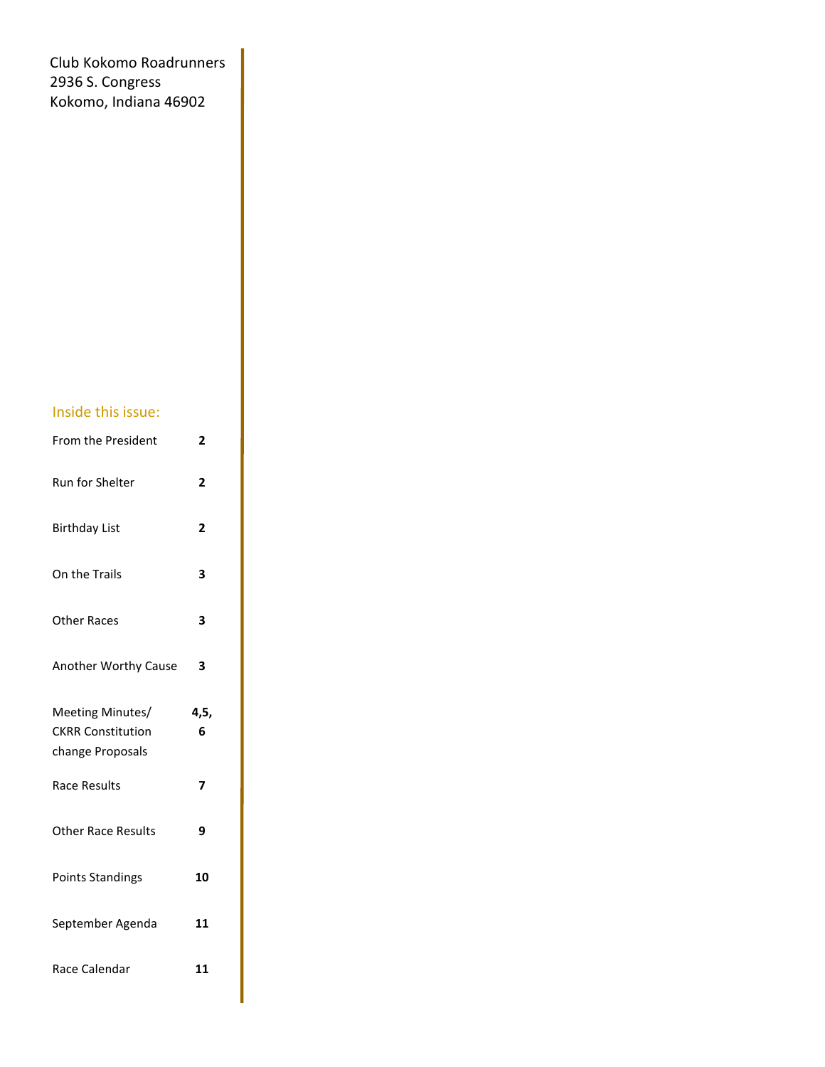Club Kokomo Roadrunners
2936 S. Congress
Kokomo, Indiana 46902

## Inside this issue:

| | |
|---|---|
| From the President | **2** |
| Run for Shelter | **2** |
| Birthday List | **2** |
| On the Trails | **3** |
| Other Races | **3** |
| Another Worthy Cause | **3** |
| Meeting Minutes/ CKRR Constitution change Proposals | **4,5, 6** |
| Race Results | **7** |
| Other Race Results | **9** |
| Points Standings | **10** |
| September Agenda | **11** |
| Race Calendar | **11** |